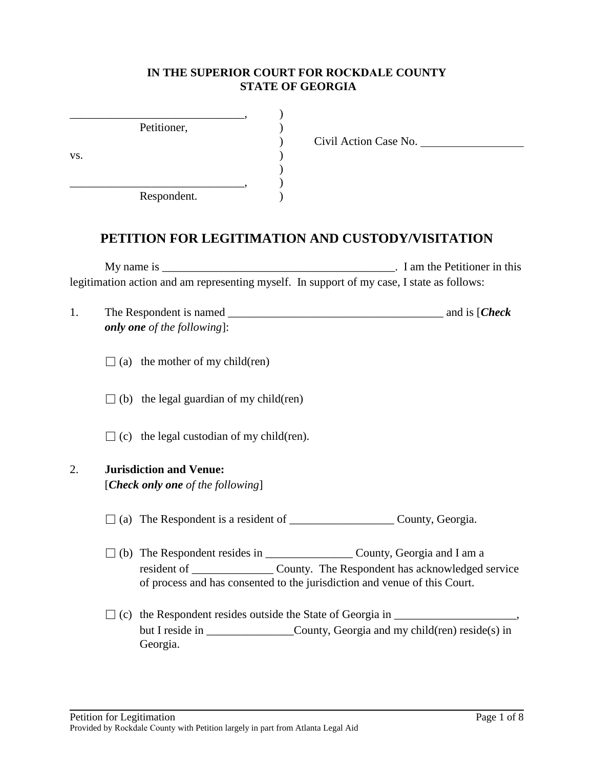**IN THE SUPERIOR COURT FOR ROCKDALE COUNTY**
**STATE OF GEORGIA**

______________________________, )
Petitioner, )
) Civil Action Case No. _________________
vs. )
)
______________________________, )
Respondent. )

## PETITION FOR LEGITIMATION AND CUSTODY/VISITATION

My name is ________________________________________. I am the Petitioner in this legitimation action and am representing myself. In support of my case, I state as follows:

1. The Respondent is named _____________________________________ and is [***Check only one** of the following*]:

   ☐ (a) the mother of my child(ren)

   ☐ (b) the legal guardian of my child(ren)

   ☐ (c) the legal custodian of my child(ren).

2. **Jurisdiction and Venue:**
   [***Check only one** of the following*]

   ☐ (a) The Respondent is a resident of __________________ County, Georgia.

   ☐ (b) The Respondent resides in _______________ County, Georgia and I am a resident of ______________ County. The Respondent has acknowledged service of process and has consented to the jurisdiction and venue of this Court.

   ☐ (c) the Respondent resides outside the State of Georgia in _____________________, but I reside in _______________County, Georgia and my child(ren) reside(s) in Georgia.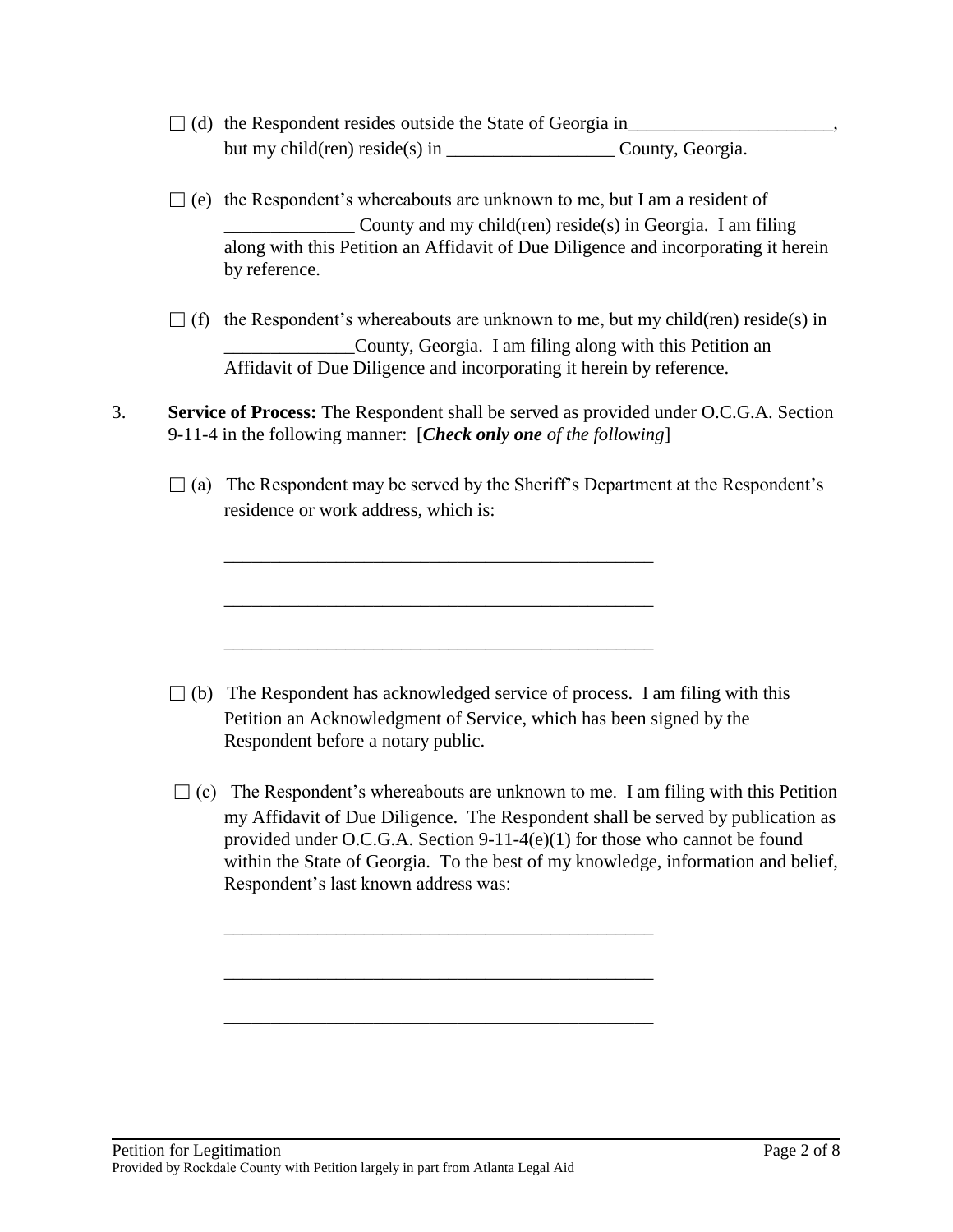☐ (d) the Respondent resides outside the State of Georgia in______________________, but my child(ren) reside(s) in __________________ County, Georgia.

☐ (e) the Respondent's whereabouts are unknown to me, but I am a resident of ______________ County and my child(ren) reside(s) in Georgia. I am filing along with this Petition an Affidavit of Due Diligence and incorporating it herein by reference.

☐ (f) the Respondent's whereabouts are unknown to me, but my child(ren) reside(s) in ______________County, Georgia. I am filing along with this Petition an Affidavit of Due Diligence and incorporating it herein by reference.

3. **Service of Process:** The Respondent shall be served as provided under O.C.G.A. Section 9-11-4 in the following manner: [***Check only one*** *of the following*]

☐ (a) The Respondent may be served by the Sheriff's Department at the Respondent's residence or work address, which is:

_______________________________________________

_______________________________________________

_______________________________________________

☐ (b) The Respondent has acknowledged service of process. I am filing with this Petition an Acknowledgment of Service, which has been signed by the Respondent before a notary public.

☐ (c) The Respondent's whereabouts are unknown to me. I am filing with this Petition my Affidavit of Due Diligence. The Respondent shall be served by publication as provided under O.C.G.A. Section 9-11-4(e)(1) for those who cannot be found within the State of Georgia. To the best of my knowledge, information and belief, Respondent's last known address was:

_______________________________________________

_______________________________________________

_______________________________________________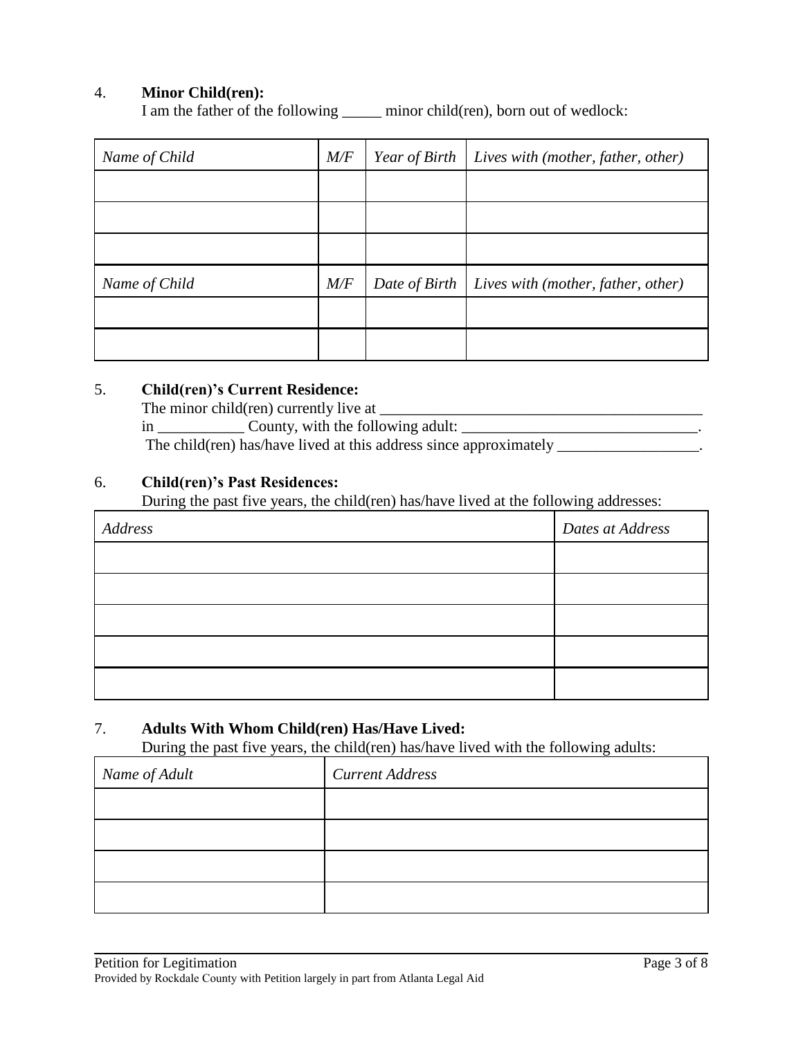4. **Minor Child(ren):**
I am the father of the following _____ minor child(ren), born out of wedlock:

| *Name of Child* | *M/F* | *Year of Birth* | *Lives with (mother, father, other)* |
|---|---|---|---|
| | | | |
| | | | |
| | | | |
| *Name of Child* | *M/F* | *Date of Birth* | *Lives with (mother, father, other)* |
| | | | |
| | | | |

5. **Child(ren)'s Current Residence:**
The minor child(ren) currently live at ___________________________________________
in ___________ County, with the following adult: _______________________________.
The child(ren) has/have lived at this address since approximately __________________.

6. **Child(ren)'s Past Residences:**
During the past five years, the child(ren) has/have lived at the following addresses:

| *Address* | *Dates at Address* |
|---|---|
| | |
| | |
| | |
| | |
| | |

7. **Adults With Whom Child(ren) Has/Have Lived:**
During the past five years, the child(ren) has/have lived with the following adults:

| *Name of Adult* | *Current Address* |
|---|---|
| | |
| | |
| | |
| | |

Provided by Rockdale County with Petition largely in part from Atlanta Legal Aid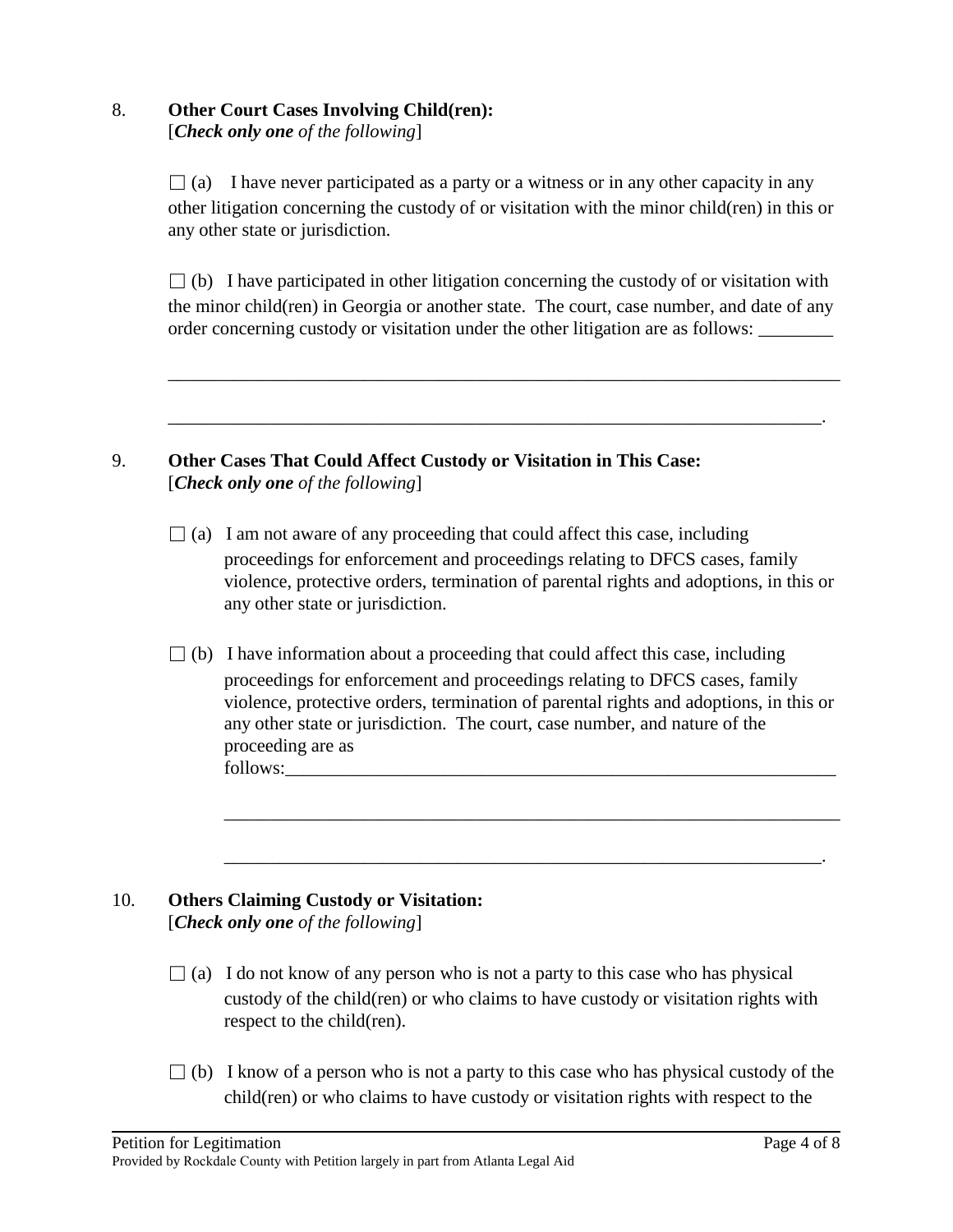8. **Other Court Cases Involving Child(ren):**
[***Check only one*** *of the following*]

☐ (a) I have never participated as a party or a witness or in any other capacity in any other litigation concerning the custody of or visitation with the minor child(ren) in this or any other state or jurisdiction.

☐ (b) I have participated in other litigation concerning the custody of or visitation with the minor child(ren) in Georgia or another state. The court, case number, and date of any order concerning custody or visitation under the other litigation are as follows: ________

__________________________________________________________________________

________________________________________________________________________.

9. **Other Cases That Could Affect Custody or Visitation in This Case:**
[***Check only one*** *of the following*]

☐ (a) I am not aware of any proceeding that could affect this case, including proceedings for enforcement and proceedings relating to DFCS cases, family violence, protective orders, termination of parental rights and adoptions, in this or any other state or jurisdiction.

☐ (b) I have information about a proceeding that could affect this case, including proceedings for enforcement and proceedings relating to DFCS cases, family violence, protective orders, termination of parental rights and adoptions, in this or any other state or jurisdiction. The court, case number, and nature of the proceeding are as follows:_____________________________________________________________

____________________________________________________________________

__________________________________________________________________.

10. **Others Claiming Custody or Visitation:**
[***Check only one*** *of the following*]

☐ (a) I do not know of any person who is not a party to this case who has physical custody of the child(ren) or who claims to have custody or visitation rights with respect to the child(ren).

☐ (b) I know of a person who is not a party to this case who has physical custody of the child(ren) or who claims to have custody or visitation rights with respect to the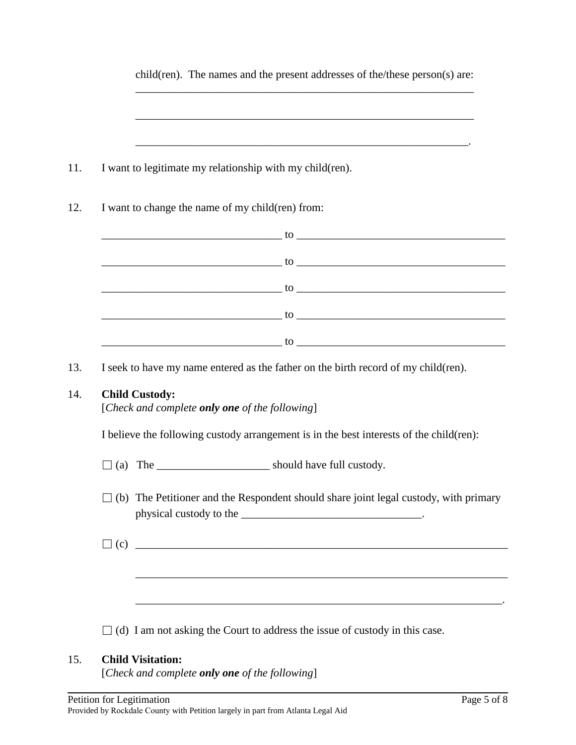child(ren). The names and the present addresses of the/these person(s) are:
_______________________________________________________________

_______________________________________________________________

______________________________________________________________.

11. I want to legitimate my relationship with my child(ren).

12. I want to change the name of my child(ren) from:

_________________________________ to ______________________________________

_________________________________ to ______________________________________

_________________________________ to ______________________________________

_________________________________ to ______________________________________

_________________________________ to ______________________________________

13. I seek to have my name entered as the father on the birth record of my child(ren).

14. **Child Custody:**
[*Check and complete **only one** of the following*]

I believe the following custody arrangement is in the best interests of the child(ren):

☐ (a) The ____________________ should have full custody.

☐ (b) The Petitioner and the Respondent should share joint legal custody, with primary physical custody to the ________________________________.

☐ (c) _____________________________________________________________________

_____________________________________________________________________

____________________________________________________________________.

☐ (d) I am not asking the Court to address the issue of custody in this case.

15. **Child Visitation:**
[*Check and complete **only one** of the following*]

Petition for Legitimation
Provided by Rockdale County with Petition largely in part from Atlanta Legal Aid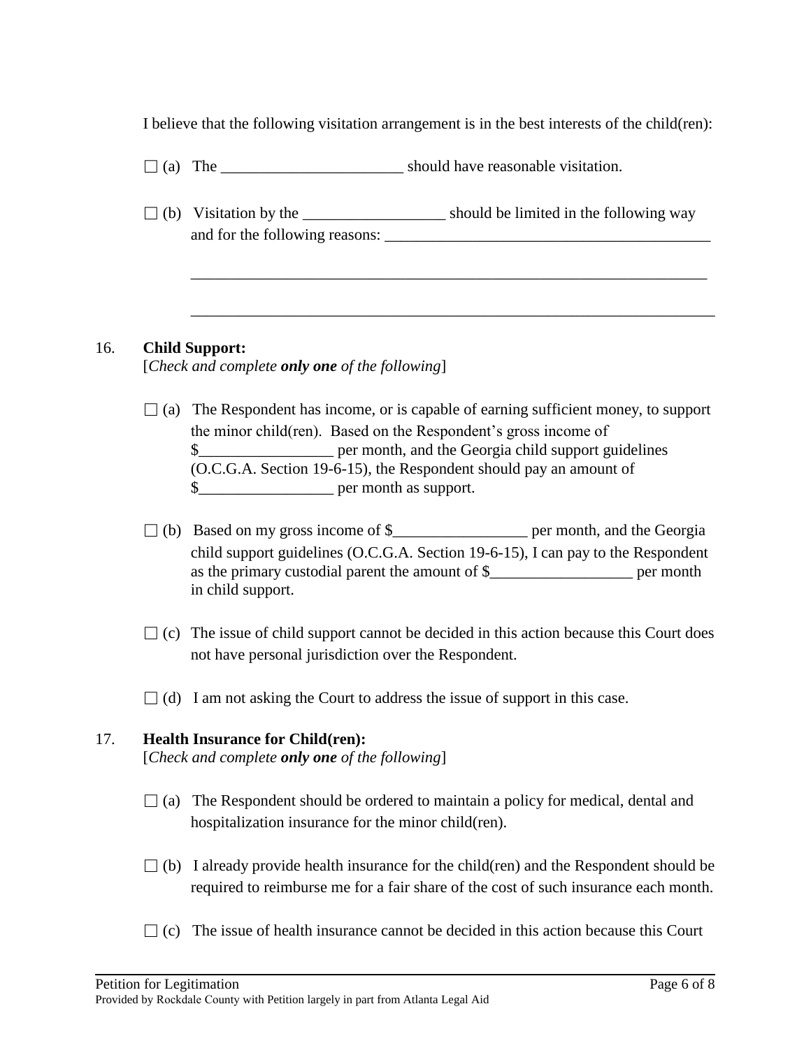I believe that the following visitation arrangement is in the best interests of the child(ren):

☐ (a) The _______________________ should have reasonable visitation.

☐ (b) Visitation by the _________________ should be limited in the following way and for the following reasons: _________________________________________

_________________________________________________________________

_________________________________________________________________

16. **Child Support:**
[*Check and complete **only one** of the following*]

☐ (a) The Respondent has income, or is capable of earning sufficient money, to support the minor child(ren). Based on the Respondent's gross income of $________________ per month, and the Georgia child support guidelines (O.C.G.A. Section 19-6-15), the Respondent should pay an amount of $________________ per month as support.

☐ (b) Based on my gross income of $________________ per month, and the Georgia child support guidelines (O.C.G.A. Section 19-6-15), I can pay to the Respondent as the primary custodial parent the amount of $_________________ per month in child support.

☐ (c) The issue of child support cannot be decided in this action because this Court does not have personal jurisdiction over the Respondent.

☐ (d) I am not asking the Court to address the issue of support in this case.

17. **Health Insurance for Child(ren):**
[*Check and complete **only one** of the following*]

☐ (a) The Respondent should be ordered to maintain a policy for medical, dental and hospitalization insurance for the minor child(ren).

☐ (b) I already provide health insurance for the child(ren) and the Respondent should be required to reimburse me for a fair share of the cost of such insurance each month.

☐ (c) The issue of health insurance cannot be decided in this action because this Court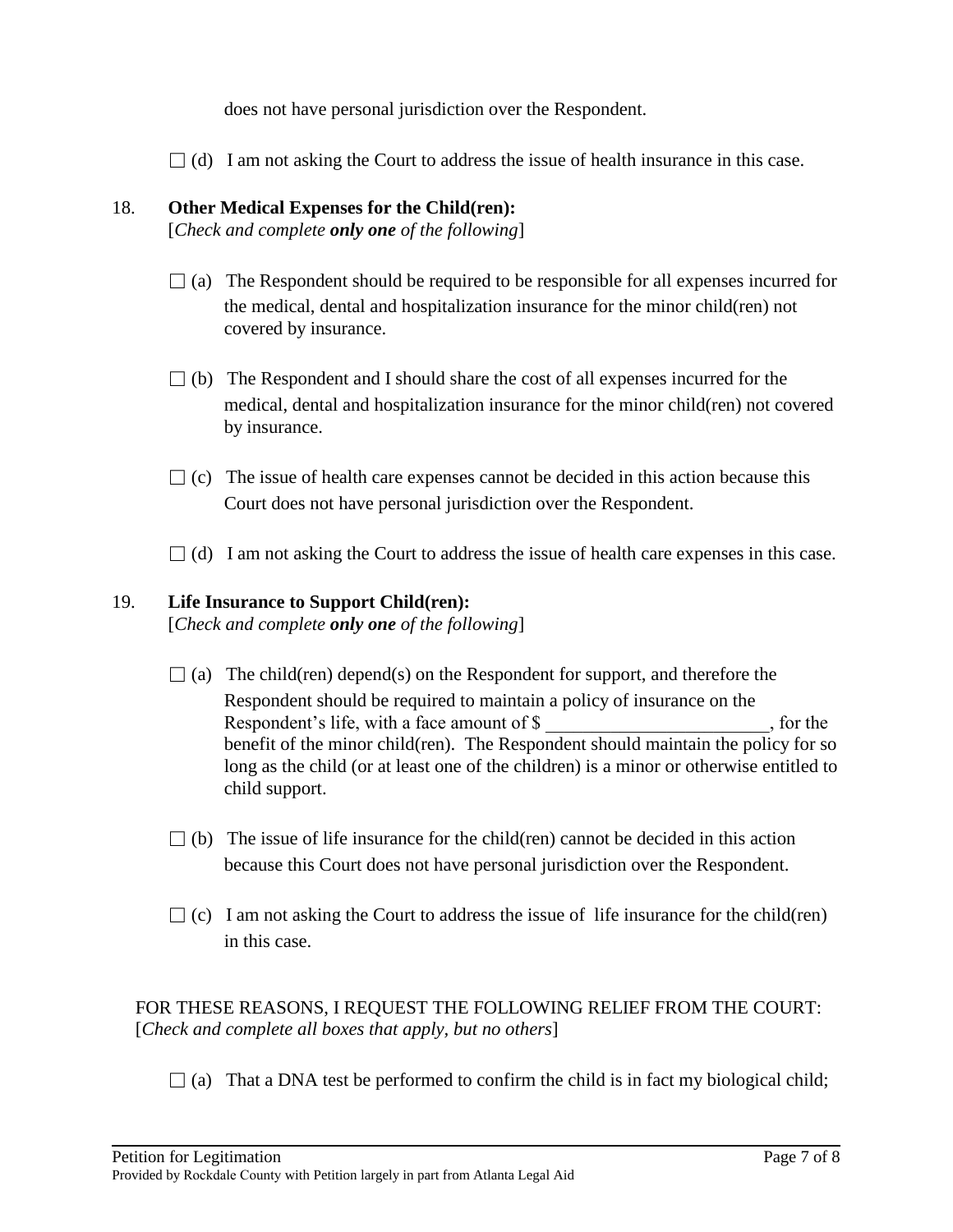does not have personal jurisdiction over the Respondent.

☐ (d) I am not asking the Court to address the issue of health insurance in this case.

18. **Other Medical Expenses for the Child(ren):**
[*Check and complete **only one** of the following*]

☐ (a) The Respondent should be required to be responsible for all expenses incurred for the medical, dental and hospitalization insurance for the minor child(ren) not covered by insurance.

☐ (b) The Respondent and I should share the cost of all expenses incurred for the medical, dental and hospitalization insurance for the minor child(ren) not covered by insurance.

☐ (c) The issue of health care expenses cannot be decided in this action because this Court does not have personal jurisdiction over the Respondent.

☐ (d) I am not asking the Court to address the issue of health care expenses in this case.

19. **Life Insurance to Support Child(ren):**
[*Check and complete **only one** of the following*]

☐ (a) The child(ren) depend(s) on the Respondent for support, and therefore the Respondent should be required to maintain a policy of insurance on the Respondent's life, with a face amount of $ ________________________, for the benefit of the minor child(ren). The Respondent should maintain the policy for so long as the child (or at least one of the children) is a minor or otherwise entitled to child support.

☐ (b) The issue of life insurance for the child(ren) cannot be decided in this action because this Court does not have personal jurisdiction over the Respondent.

☐ (c) I am not asking the Court to address the issue of life insurance for the child(ren) in this case.

FOR THESE REASONS, I REQUEST THE FOLLOWING RELIEF FROM THE COURT:
[*Check and complete all boxes that apply, but no others*]

☐ (a) That a DNA test be performed to confirm the child is in fact my biological child;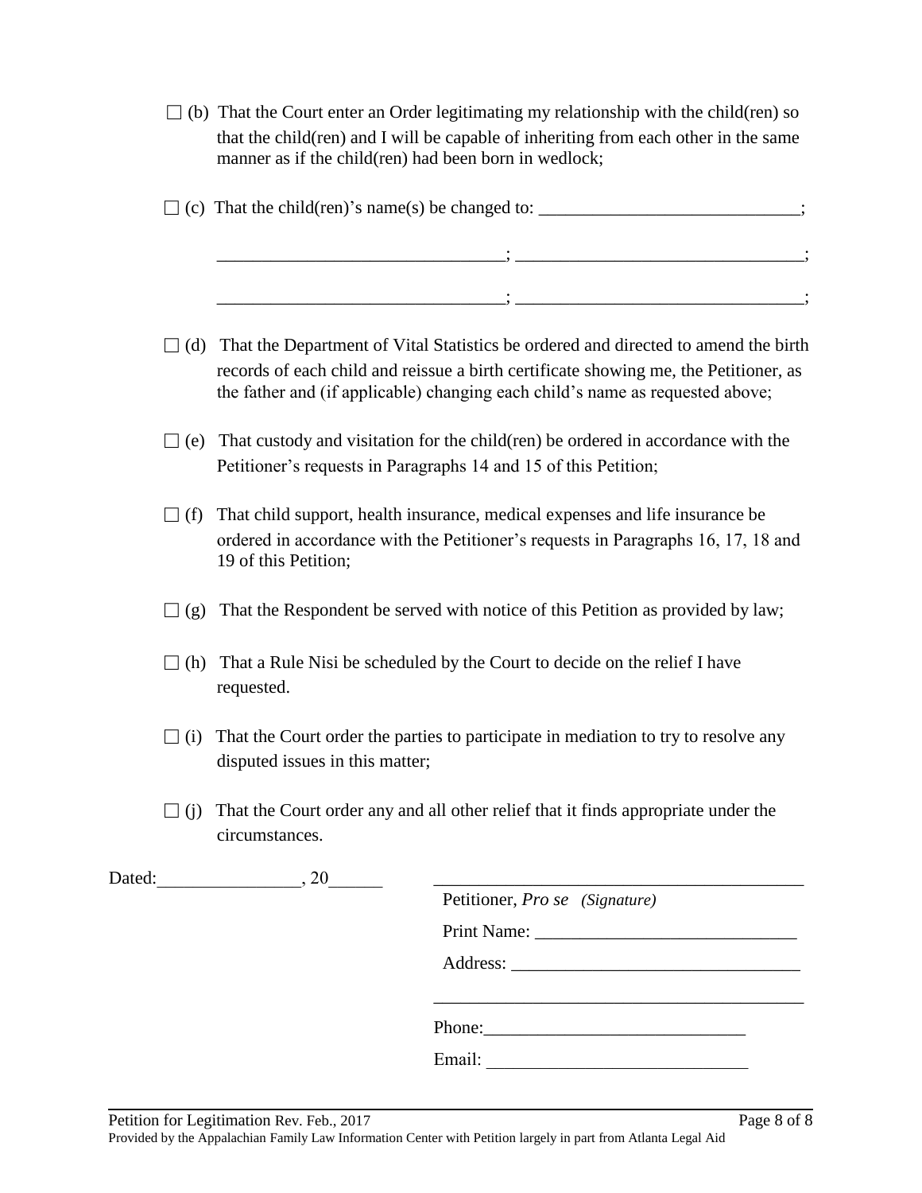☐ (b) That the Court enter an Order legitimating my relationship with the child(ren) so that the child(ren) and I will be capable of inheriting from each other in the same manner as if the child(ren) had been born in wedlock;

☐ (c) That the child(ren)'s name(s) be changed to: ____________________________;

______________________________; ______________________________;

______________________________; ______________________________;

☐ (d) That the Department of Vital Statistics be ordered and directed to amend the birth records of each child and reissue a birth certificate showing me, the Petitioner, as the father and (if applicable) changing each child's name as requested above;

☐ (e) That custody and visitation for the child(ren) be ordered in accordance with the Petitioner's requests in Paragraphs 14 and 15 of this Petition;

☐ (f) That child support, health insurance, medical expenses and life insurance be ordered in accordance with the Petitioner's requests in Paragraphs 16, 17, 18 and 19 of this Petition;

☐ (g) That the Respondent be served with notice of this Petition as provided by law;

☐ (h) That a Rule Nisi be scheduled by the Court to decide on the relief I have requested.

☐ (i) That the Court order the parties to participate in mediation to try to resolve any disputed issues in this matter;

☐ (j) That the Court order any and all other relief that it finds appropriate under the circumstances.

Dated:________________, 20______

________________________________________
Petitioner, *Pro se* *(Signature)*

Print Name: ____________________________

Address: _______________________________

________________________________________

Phone:_____________________________

Email: _____________________________

Provided by the Appalachian Family Law Information Center with Petition largely in part from Atlanta Legal Aid